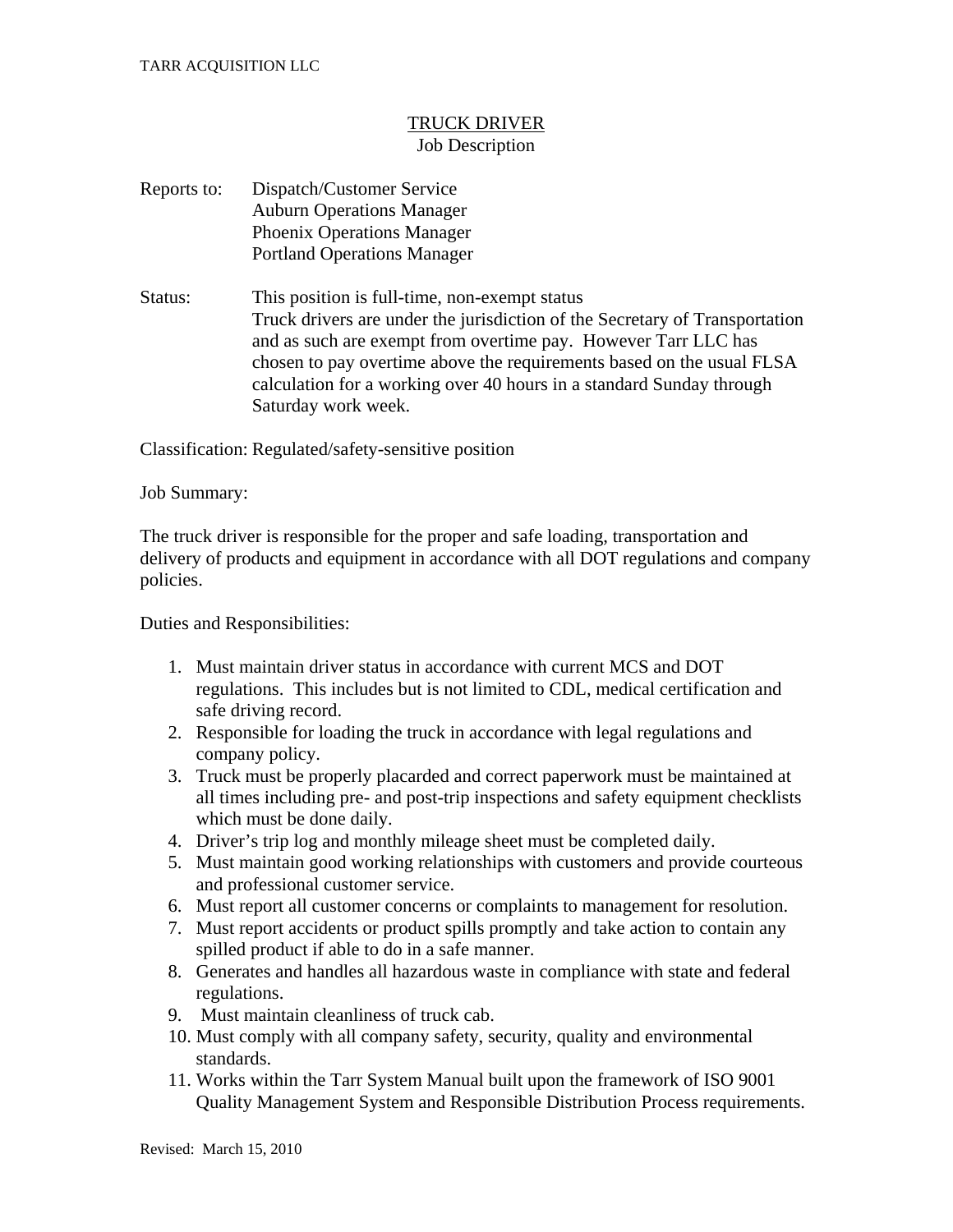TARR ACQUISITION LLC

# TRUCK DRIVER

## Job Description

Reports to: Dispatch/Customer Service
Auburn Operations Manager
Phoenix Operations Manager
Portland Operations Manager

Status: This position is full-time, non-exempt status
Truck drivers are under the jurisdiction of the Secretary of Transportation and as such are exempt from overtime pay. However Tarr LLC has chosen to pay overtime above the requirements based on the usual FLSA calculation for a working over 40 hours in a standard Sunday through Saturday work week.

Classification: Regulated/safety-sensitive position

Job Summary:

The truck driver is responsible for the proper and safe loading, transportation and delivery of products and equipment in accordance with all DOT regulations and company policies.

Duties and Responsibilities:

1. Must maintain driver status in accordance with current MCS and DOT regulations. This includes but is not limited to CDL, medical certification and safe driving record.
2. Responsible for loading the truck in accordance with legal regulations and company policy.
3. Truck must be properly placarded and correct paperwork must be maintained at all times including pre- and post-trip inspections and safety equipment checklists which must be done daily.
4. Driver's trip log and monthly mileage sheet must be completed daily.
5. Must maintain good working relationships with customers and provide courteous and professional customer service.
6. Must report all customer concerns or complaints to management for resolution.
7. Must report accidents or product spills promptly and take action to contain any spilled product if able to do in a safe manner.
8. Generates and handles all hazardous waste in compliance with state and federal regulations.
9. Must maintain cleanliness of truck cab.
10. Must comply with all company safety, security, quality and environmental standards.
11. Works within the Tarr System Manual built upon the framework of ISO 9001 Quality Management System and Responsible Distribution Process requirements.

Revised: March 15, 2010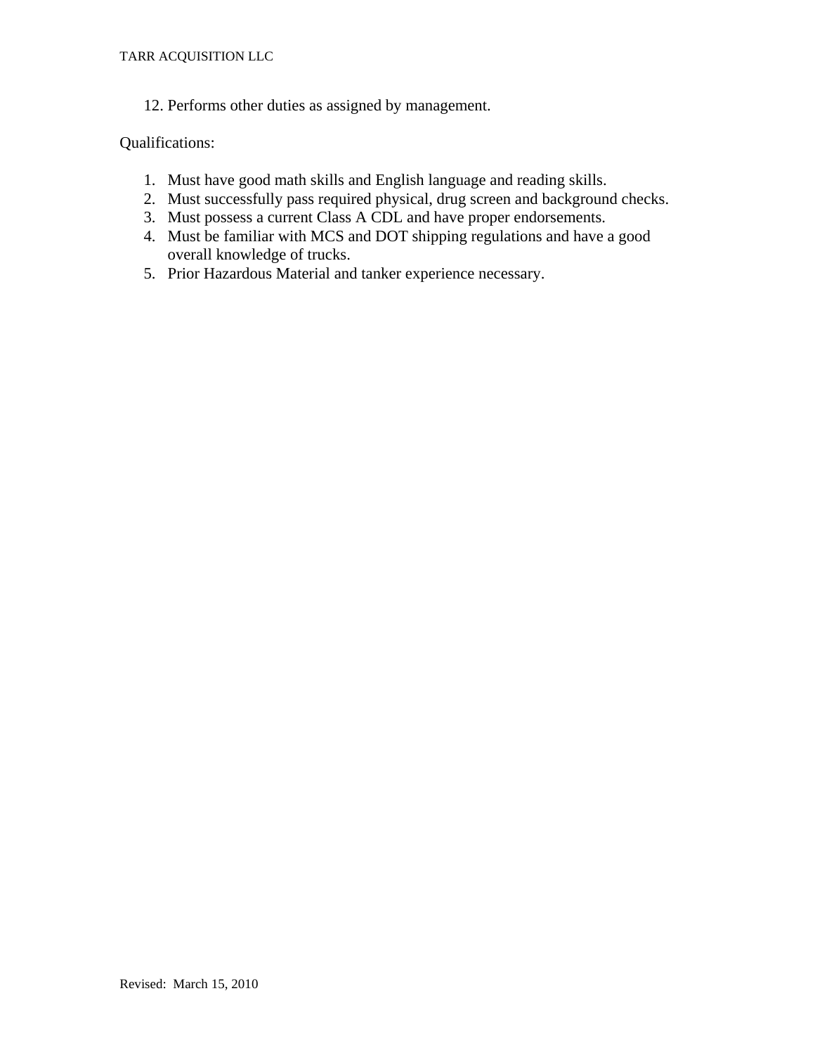12. Performs other duties as assigned by management.

Qualifications:

1. Must have good math skills and English language and reading skills.
2. Must successfully pass required physical, drug screen and background checks.
3. Must possess a current Class A CDL and have proper endorsements.
4. Must be familiar with MCS and DOT shipping regulations and have a good overall knowledge of trucks.
5. Prior Hazardous Material and tanker experience necessary.